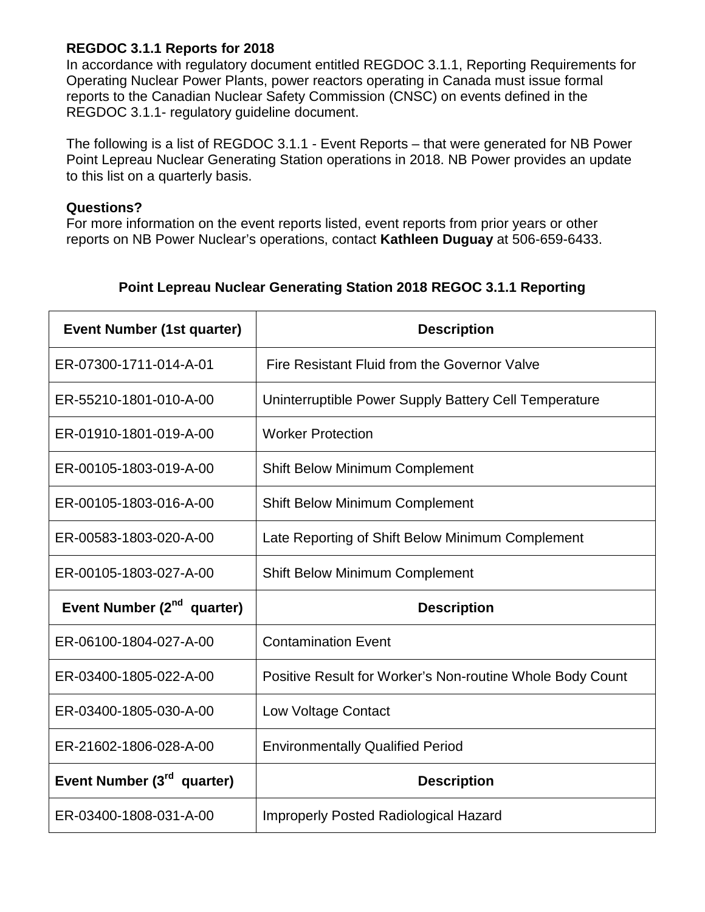**REGDOC 3.1.1 Reports for 2018**
In accordance with regulatory document entitled REGDOC 3.1.1, Reporting Requirements for Operating Nuclear Power Plants, power reactors operating in Canada must issue formal reports to the Canadian Nuclear Safety Commission (CNSC) on events defined in the REGDOC 3.1.1- regulatory guideline document.

The following is a list of REGDOC 3.1.1 - Event Reports – that were generated for NB Power Point Lepreau Nuclear Generating Station operations in 2018. NB Power provides an update to this list on a quarterly basis.

**Questions?**
For more information on the event reports listed, event reports from prior years or other reports on NB Power Nuclear's operations, contact **Kathleen Duguay** at 506-659-6433.

**Point Lepreau Nuclear Generating Station 2018 REGOC 3.1.1 Reporting**

| Event Number (1st quarter) | Description |
|---|---|
| ER-07300-1711-014-A-01 | Fire Resistant Fluid from the Governor Valve |
| ER-55210-1801-010-A-00 | Uninterruptible Power Supply Battery Cell Temperature |
| ER-01910-1801-019-A-00 | Worker Protection |
| ER-00105-1803-019-A-00 | Shift Below Minimum Complement |
| ER-00105-1803-016-A-00 | Shift Below Minimum Complement |
| ER-00583-1803-020-A-00 | Late Reporting of Shift Below Minimum Complement |
| ER-00105-1803-027-A-00 | Shift Below Minimum Complement |
| **Event Number (2nd quarter)** | **Description** |
| ER-06100-1804-027-A-00 | Contamination Event |
| ER-03400-1805-022-A-00 | Positive Result for Worker's Non-routine Whole Body Count |
| ER-03400-1805-030-A-00 | Low Voltage Contact |
| ER-21602-1806-028-A-00 | Environmentally Qualified Period |
| **Event Number (3rd quarter)** | **Description** |
| ER-03400-1808-031-A-00 | Improperly Posted Radiological Hazard |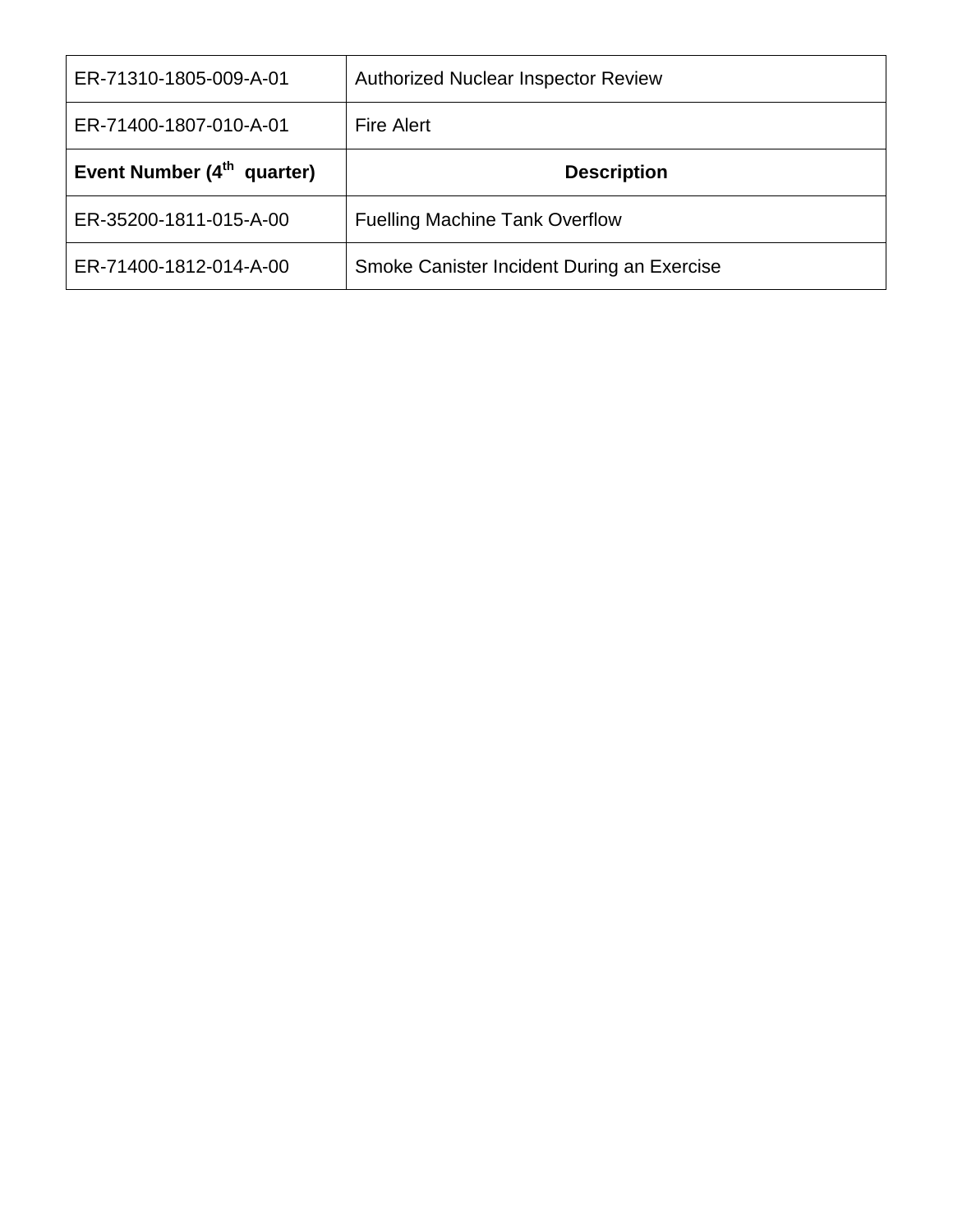| | |
|---|---|
| ER-71310-1805-009-A-01 | Authorized Nuclear Inspector Review |
| ER-71400-1807-010-A-01 | Fire Alert |
| **Event Number (4th quarter)** | **Description** |
| ER-35200-1811-015-A-00 | Fuelling Machine Tank Overflow |
| ER-71400-1812-014-A-00 | Smoke Canister Incident During an Exercise |